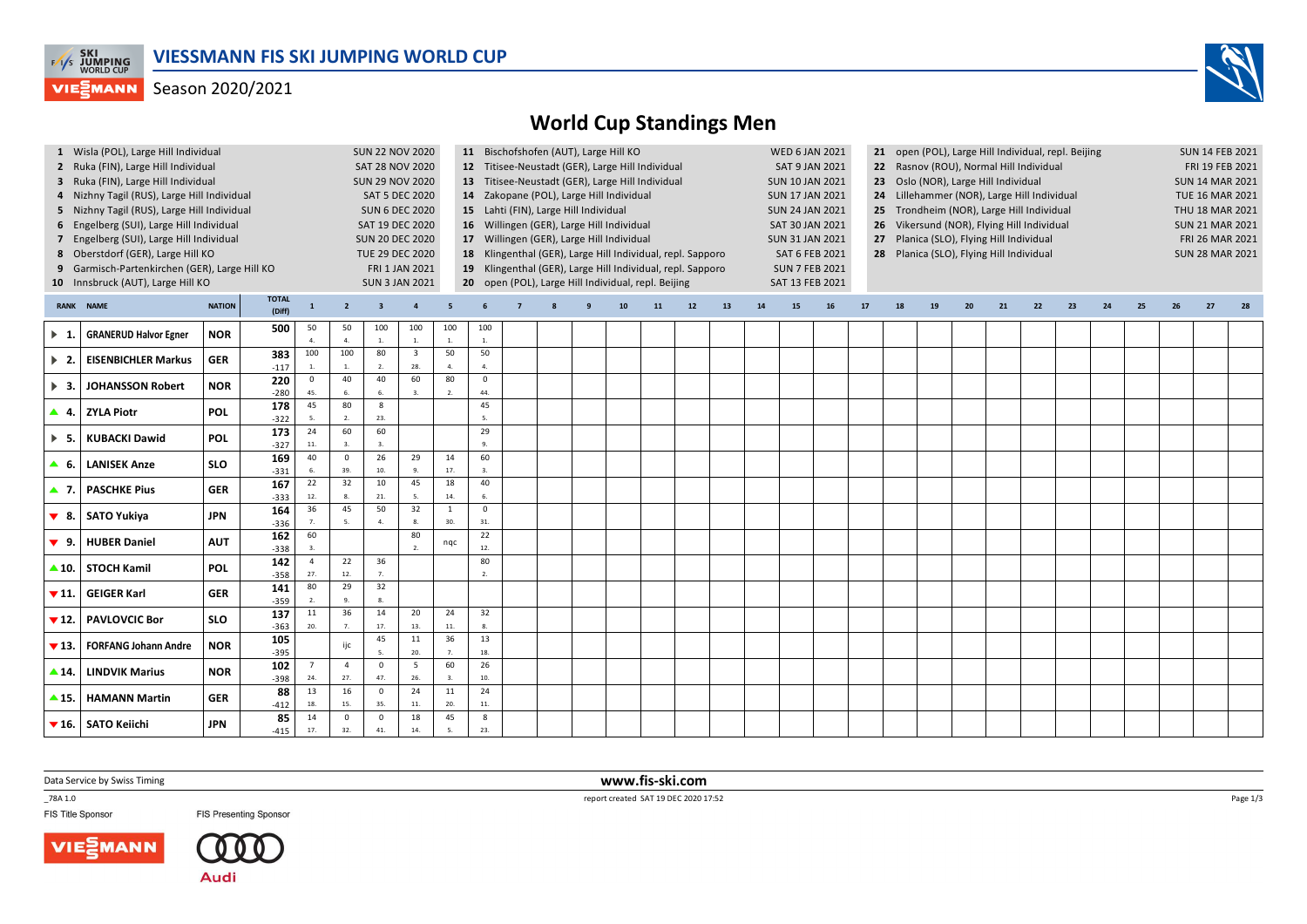# VIESSMANN FIS SKI JUMPING WORLD CUP

Season 2020/2021

## World Cup Standings Men

| # | Event | Date |
|---|---|---|
| 1 | Wisla (POL), Large Hill Individual | SUN 22 NOV 2020 |
| 2 | Ruka (FIN), Large Hill Individual | SAT 28 NOV 2020 |
| 3 | Ruka (FIN), Large Hill Individual | SUN 29 NOV 2020 |
| 4 | Nizhny Tagil (RUS), Large Hill Individual | SAT 5 DEC 2020 |
| 5 | Nizhny Tagil (RUS), Large Hill Individual | SUN 6 DEC 2020 |
| 6 | Engelberg (SUI), Large Hill Individual | SAT 19 DEC 2020 |
| 7 | Engelberg (SUI), Large Hill Individual | SUN 20 DEC 2020 |
| 8 | Oberstdorf (GER), Large Hill KO | TUE 29 DEC 2020 |
| 9 | Garmisch-Partenkirchen (GER), Large Hill KO | FRI 1 JAN 2021 |
| 10 | Innsbruck (AUT), Large Hill KO | SUN 3 JAN 2021 |
| 11 | Bischofshofen (AUT), Large Hill KO | WED 6 JAN 2021 |
| 12 | Titisee-Neustadt (GER), Large Hill Individual | SAT 9 JAN 2021 |
| 13 | Titisee-Neustadt (GER), Large Hill Individual | SUN 10 JAN 2021 |
| 14 | Zakopane (POL), Large Hill Individual | SUN 17 JAN 2021 |
| 15 | Lahti (FIN), Large Hill Individual | SUN 24 JAN 2021 |
| 16 | Willingen (GER), Large Hill Individual | SAT 30 JAN 2021 |
| 17 | Willingen (GER), Large Hill Individual | SUN 31 JAN 2021 |
| 18 | Klingenthal (GER), Large Hill Individual, repl. Sapporo | SAT 6 FEB 2021 |
| 19 | Klingenthal (GER), Large Hill Individual, repl. Sapporo | SUN 7 FEB 2021 |
| 20 | open (POL), Large Hill Individual, repl. Beijing | SAT 13 FEB 2021 |
| 21 | open (POL), Large Hill Individual, repl. Beijing | SUN 14 FEB 2021 |
| 22 | Rasnov (ROU), Normal Hill Individual | FRI 19 FEB 2021 |
| 23 | Oslo (NOR), Large Hill Individual | SUN 14 MAR 2021 |
| 24 | Lillehammer (NOR), Large Hill Individual | TUE 16 MAR 2021 |
| 25 | Trondheim (NOR), Large Hill Individual | THU 18 MAR 2021 |
| 26 | Vikersund (NOR), Flying Hill Individual | SUN 21 MAR 2021 |
| 27 | Planica (SLO), Flying Hill Individual | FRI 26 MAR 2021 |
| 28 | Planica (SLO), Flying Hill Individual | SUN 28 MAR 2021 |

| RANK | NAME | NATION | TOTAL (Diff) | 1 | 2 | 3 | 4 | 5 | 6 | 7 | 8 | 9 | 10 | 11 | 12 | 13 | 14 | 15 | 16 | 17 | 18 | 19 | 20 | 21 | 22 | 23 | 24 | 25 | 26 | 27 | 28 |
|---|---|---|---|---|---|---|---|---|---|---|---|---|---|---|---|---|---|---|---|---|---|---|---|---|---|---|---|---|---|---|---|
| ► 1. | GRANERUD Halvor Egner | NOR | 500 | 50 4. | 50 4. | 100 1. | 100 1. | 100 1. | 100 1. | | | | | | | | | | | | | | | | | | | | | | |
| ► 2. | EISENBICHLER Markus | GER | 383 -117 | 100 1. | 100 1. | 80 2. | 3 28. | 50 4. | 50 4. | | | | | | | | | | | | | | | | | | | | | | |
| ► 3. | JOHANSSON Robert | NOR | 220 -280 | 0 45. | 40 6. | 40 6. | 60 3. | 80 2. | 0 44. | | | | | | | | | | | | | | | | | | | | | | |
| ▲ 4. | ZYLA Piotr | POL | 178 -322 | 45 5. | 80 2. | 8 23. | | | 45 5. | | | | | | | | | | | | | | | | | | | | | | |
| ► 5. | KUBACKI Dawid | POL | 173 -327 | 24 11. | 60 3. | 60 3. | | | 29 9. | | | | | | | | | | | | | | | | | | | | | | |
| ▲ 6. | LANISEK Anze | SLO | 169 -331 | 40 6. | 0 39. | 26 10. | 29 9. | 14 17. | 60 3. | | | | | | | | | | | | | | | | | | | | | | |
| ▲ 7. | PASCHKE Pius | GER | 167 -333 | 22 12. | 32 8. | 10 21. | 45 5. | 18 14. | 40 6. | | | | | | | | | | | | | | | | | | | | | | |
| ▼ 8. | SATO Yukiya | JPN | 164 -336 | 36 7. | 45 5. | 50 4. | 32 8. | 1 30. | 0 31. | | | | | | | | | | | | | | | | | | | | | | |
| ▼ 9. | HUBER Daniel | AUT | 162 -338 | 60 3. | | | 80 2. | nqc | 22 12. | | | | | | | | | | | | | | | | | | | | | | |
| ▲10. | STOCH Kamil | POL | 142 -358 | 4 27. | 22 12. | 36 7. | | | 80 2. | | | | | | | | | | | | | | | | | | | | | | |
| ▼11. | GEIGER Karl | GER | 141 -359 | 80 2. | 29 9. | 32 8. | | | | | | | | | | | | | | | | | | | | | | | | | |
| ▼12. | PAVLOVCIC Bor | SLO | 137 -363 | 11 20. | 36 7. | 14 17. | 20 13. | 24 11. | 32 8. | | | | | | | | | | | | | | | | | | | | | | |
| ▼13. | FORFANG Johann Andre | NOR | 105 -395 | | ijc | 45 5. | 11 20. | 36 7. | 13 18. | | | | | | | | | | | | | | | | | | | | | | |
| ▲14. | LINDVIK Marius | NOR | 102 -398 | 7 24. | 4 27. | 0 47. | 5 26. | 60 3. | 26 10. | | | | | | | | | | | | | | | | | | | | | | |
| ▲15. | HAMANN Martin | GER | 88 -412 | 13 18. | 16 15. | 0 35. | 24 11. | 11 20. | 24 11. | | | | | | | | | | | | | | | | | | | | | | |
| ▼16. | SATO Keiichi | JPN | 85 -415 | 14 17. | 0 32. | 0 41. | 18 14. | 45 5. | 8 23. | | | | | | | | | | | | | | | | | | | | | | |

Data Service by Swiss Timing

www.fis-ski.com

_78A 1.0

report created SAT 19 DEC 2020 17:52

FIS Title Sponsor

FIS Presenting Sponsor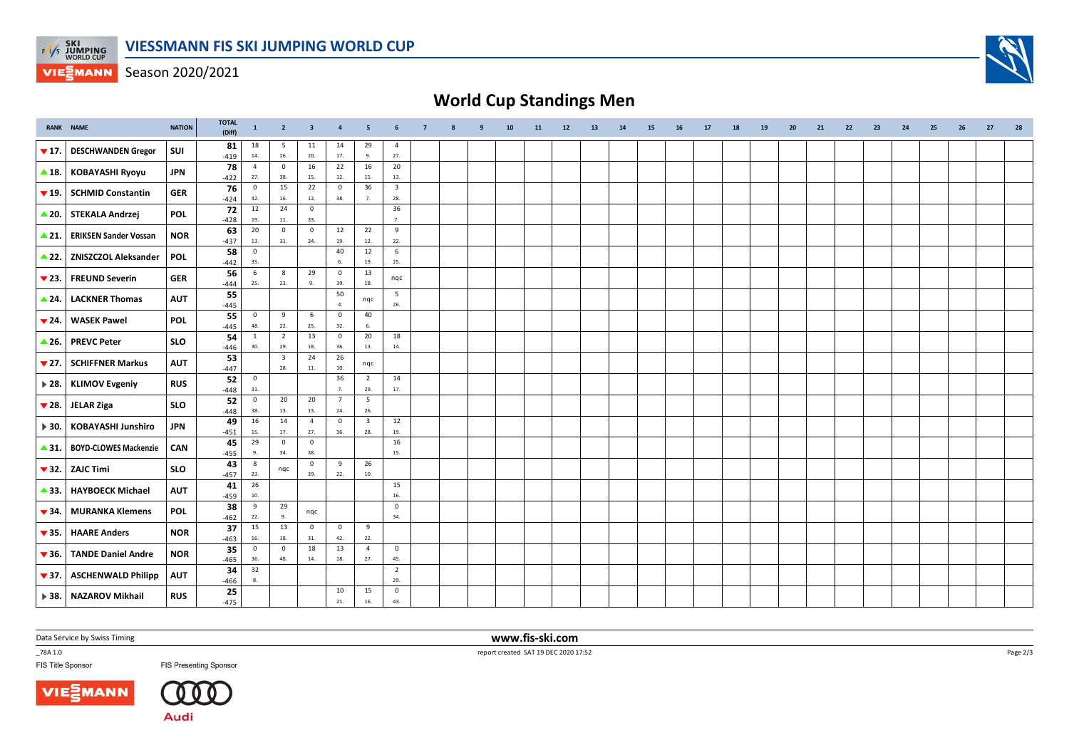# VIESSMANN FIS SKI JUMPING WORLD CUP

Season 2020/2021

## World Cup Standings Men

| RANK | NAME | NATION | TOTAL (Diff) | 1 | 2 | 3 | 4 | 5 | 6 | 7 | 8 | 9 | 10 | 11 | 12 | 13 | 14 | 15 | 16 | 17 | 18 | 19 | 20 | 21 | 22 | 23 | 24 | 25 | 26 | 27 | 28 |
|---|---|---|---|---|---|---|---|---|---|---|---|---|---|---|---|---|---|---|---|---|---|---|---|---|---|---|---|---|---|---|---|
| ▼17. | DESCHWANDEN Gregor | SUI | 81 -419 | 18 14. | 5 26. | 11 20. | 14 17. | 29 9. | 4 27. | | | | | | | | | | | | | | | | | | | | | | |
| ▲18. | KOBAYASHI Ryoyu | JPN | 78 -422 | 4 27. | 0 38. | 16 15. | 22 12. | 16 15. | 20 13. | | | | | | | | | | | | | | | | | | | | | | |
| ▼19. | SCHMID Constantin | GER | 76 -424 | 0 42. | 15 16. | 22 12. | 0 38. | 36 7. | 3 28. | | | | | | | | | | | | | | | | | | | | | | |
| ▲20. | STEKALA Andrzej | POL | 72 -428 | 12 19. | 24 11. | 0 33. | | | 36 7. | | | | | | | | | | | | | | | | | | | | | | |
| ▲21. | ERIKSEN Sander Vossan | NOR | 63 -437 | 20 13. | 0 31. | 0 34. | 12 19. | 22 12. | 9 22. | | | | | | | | | | | | | | | | | | | | | | |
| ▲22. | ZNISZCZOL Aleksander | POL | 58 -442 | 0 35. | | | 40 6. | 12 19. | 6 25. | | | | | | | | | | | | | | | | | | | | | | |
| ▼23. | FREUND Severin | GER | 56 -444 | 6 25. | 8 23. | 29 9. | 0 39. | 13 18. | nqc | | | | | | | | | | | | | | | | | | | | | | |
| ▲24. | LACKNER Thomas | AUT | 55 -445 | | | | 50 4. | nqc | 5 26. | | | | | | | | | | | | | | | | | | | | | | |
| ▼24. | WASEK Pawel | POL | 55 -445 | 0 48. | 9 22. | 6 25. | 0 32. | 40 6. | | | | | | | | | | | | | | | | | | | | | | | |
| ▲26. | PREVC Peter | SLO | 54 -446 | 1 30. | 2 29. | 13 18. | 0 36. | 20 13. | 18 14. | | | | | | | | | | | | | | | | | | | | | | |
| ▼27. | SCHIFFNER Markus | AUT | 53 -447 | | 3 28. | 24 11. | 26 10. | nqc | | | | | | | | | | | | | | | | | | | | | | | |
| ▶28. | KLIMOV Evgeniy | RUS | 52 -448 | 0 31. | | | 36 7. | 2 29. | 14 17. | | | | | | | | | | | | | | | | | | | | | | |
| ▼28. | JELAR Ziga | SLO | 52 -448 | 0 38. | 20 13. | 20 13. | 7 24. | 5 26. | | | | | | | | | | | | | | | | | | | | | | | |
| ▶30. | KOBAYASHI Junshiro | JPN | 49 -451 | 16 15. | 14 17. | 4 27. | 0 36. | 3 28. | 12 19. | | | | | | | | | | | | | | | | | | | | | | |
| ▲31. | BOYD-CLOWES Mackenzie | CAN | 45 -455 | 29 9. | 0 34. | 0 38. | | | 16 15. | | | | | | | | | | | | | | | | | | | | | | |
| ▼32. | ZAJC Timi | SLO | 43 -457 | 8 23. | nqc | 0 39. | 9 22. | 26 10. | | | | | | | | | | | | | | | | | | | | | | | |
| ▲33. | HAYBOECK Michael | AUT | 41 -459 | 26 10. | | | | | 15 16. | | | | | | | | | | | | | | | | | | | | | | |
| ▼34. | MURANKA Klemens | POL | 38 -462 | 9 22. | 29 9. | nqc | | | 0 34. | | | | | | | | | | | | | | | | | | | | | | |
| ▼35. | HAARE Anders | NOR | 37 -463 | 15 16. | 13 18. | 0 31. | 0 42. | 9 22. | | | | | | | | | | | | | | | | | | | | | | | |
| ▼36. | TANDE Daniel Andre | NOR | 35 -465 | 0 36. | 0 48. | 18 14. | 13 18. | 4 27. | 0 45. | | | | | | | | | | | | | | | | | | | | | | |
| ▼37. | ASCHENWALD Philipp | AUT | 34 -466 | 32 8. | | | | | 2 29. | | | | | | | | | | | | | | | | | | | | | | |
| ▶38. | NAZAROV Mikhail | RUS | 25 -475 | | | | 10 21. | 15 16. | 0 43. | | | | | | | | | | | | | | | | | | | | | | |

Data Service by Swiss Timing

www.fis-ski.com

_78A 1.0

report created SAT 19 DEC 2020 17:52

FIS Title Sponsor

FIS Presenting Sponsor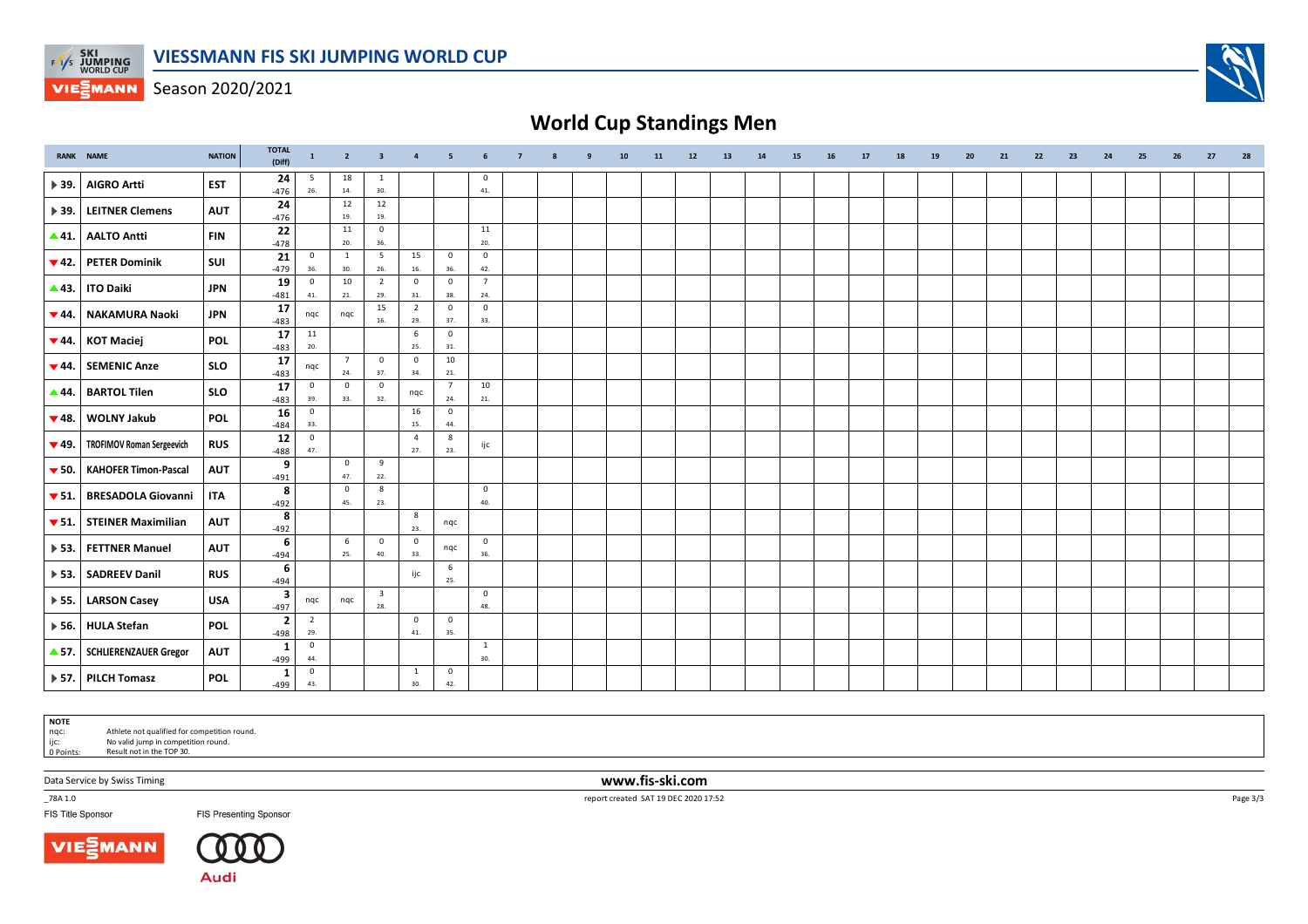# VIESSMANN FIS SKI JUMPING WORLD CUP

Season 2020/2021

## World Cup Standings Men

| RANK | NAME | NATION | TOTAL (Diff) | 1 | 2 | 3 | 4 | 5 | 6 | 7 | 8 | 9 | 10 | 11 | 12 | 13 | 14 | 15 | 16 | 17 | 18 | 19 | 20 | 21 | 22 | 23 | 24 | 25 | 26 | 27 | 28 |
|---|---|---|---|---|---|---|---|---|---|---|---|---|---|---|---|---|---|---|---|---|---|---|---|---|---|---|---|---|---|---|---|
| ▶ 39. | AIGRO Artti | EST | 24 -476 | 5 26. | 18 14. | 1 30. | | | 0 41. | | | | | | | | | | | | | | | | | | | | | | |
| ▶ 39. | LEITNER Clemens | AUT | 24 -476 | | 12 19. | 12 19. | | | | | | | | | | | | | | | | | | | | | | | | | |
| ▲ 41. | AALTO Antti | FIN | 22 -478 | | 11 20. | 0 36. | | | 11 20. | | | | | | | | | | | | | | | | | | | | | | |
| ▼ 42. | PETER Dominik | SUI | 21 -479 | 0 36. | 1 30. | 5 26. | 15 16. | 0 36. | 0 42. | | | | | | | | | | | | | | | | | | | | | | |
| ▲ 43. | ITO Daiki | JPN | 19 -481 | 0 41. | 10 21. | 2 29. | 0 31. | 0 38. | 7 24. | | | | | | | | | | | | | | | | | | | | | | |
| ▼ 44. | NAKAMURA Naoki | JPN | 17 -483 | nqc | nqc | 15 16. | 2 29. | 0 37. | 0 33. | | | | | | | | | | | | | | | | | | | | | | |
| ▼ 44. | KOT Maciej | POL | 17 -483 | 11 20. | | | 6 25. | 0 31. | | | | | | | | | | | | | | | | | | | | | | | |
| ▼ 44. | SEMENIC Anze | SLO | 17 -483 | nqc | 7 24. | 0 37. | 0 34. | 10 21. | | | | | | | | | | | | | | | | | | | | | | | |
| ▲ 44. | BARTOL Tilen | SLO | 17 -483 | 0 39. | 0 33. | 0 32. | nqc | 7 24. | 10 21. | | | | | | | | | | | | | | | | | | | | | | |
| ▼ 48. | WOLNY Jakub | POL | 16 -484 | 0 33. | | | 16 15. | 0 44. | | | | | | | | | | | | | | | | | | | | | | | |
| ▼ 49. | TROFIMOV Roman Sergeevich | RUS | 12 -488 | 0 47. | | | 4 27. | 8 23. | ijc | | | | | | | | | | | | | | | | | | | | | | |
| ▼ 50. | KAHOFER Timon-Pascal | AUT | 9 -491 | | 0 47. | 9 22. | | | | | | | | | | | | | | | | | | | | | | | | | |
| ▼ 51. | BRESADOLA Giovanni | ITA | 8 -492 | | 0 45. | 8 23. | | | 0 40. | | | | | | | | | | | | | | | | | | | | | | |
| ▼ 51. | STEINER Maximilian | AUT | 8 -492 | | | | 8 23. | nqc | | | | | | | | | | | | | | | | | | | | | | | |
| ▶ 53. | FETTNER Manuel | AUT | 6 -494 | | 6 25. | 0 40. | 0 33. | nqc | 0 36. | | | | | | | | | | | | | | | | | | | | | | |
| ▶ 53. | SADREEV Danil | RUS | 6 -494 | | | | ijc | 6 25. | | | | | | | | | | | | | | | | | | | | | | | |
| ▶ 55. | LARSON Casey | USA | 3 -497 | nqc | nqc | 3 28. | | | 0 48. | | | | | | | | | | | | | | | | | | | | | | |
| ▶ 56. | HULA Stefan | POL | 2 -498 | 2 29. | | | 0 41. | 0 35. | | | | | | | | | | | | | | | | | | | | | | | |
| ▲ 57. | SCHLIERENZAUER Gregor | AUT | 1 -499 | 0 44. | | | | | 1 30. | | | | | | | | | | | | | | | | | | | | | | |
| ▶ 57. | PILCH Tomasz | POL | 1 -499 | 0 43. | | | 1 30. | 0 42. | | | | | | | | | | | | | | | | | | | | | | | |

**NOTE**
nqc: Athlete not qualified for competition round.
ijc: No valid jump in competition round.
0 Points: Result not in the TOP 30.

Data Service by Swiss Timing

www.fis-ski.com

_78A 1.0

report created SAT 19 DEC 2020 17:52

FIS Title Sponsor

FIS Presenting Sponsor